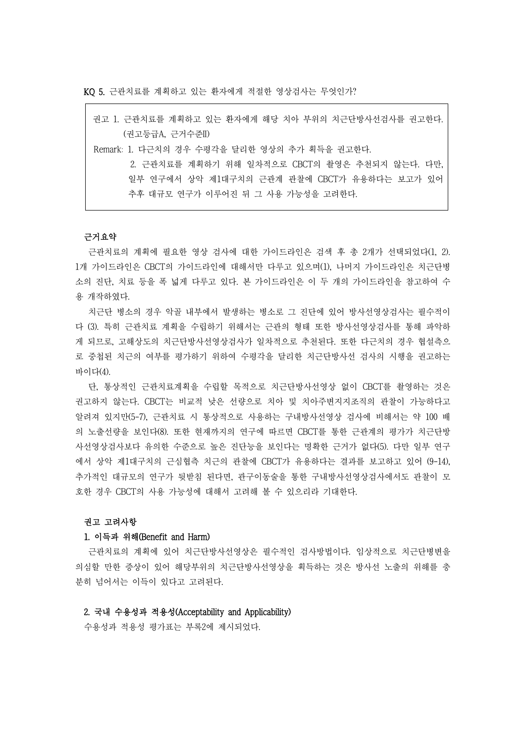KQ 5. 근관치료를 계획하고 있는 환자에게 적절한 영상검사는 무엇인가?

> 권고 1. 근관치료를 계획하고 있는 환자에게 해당 치아 부위의 치근단방사선검사를 권고한다. (권고등급A, 근거수준II)
>
> Remark: 1. 다근치의 경우 수평각을 달리한 영상의 추가 획득을 권고한다.
>
> 2. 근관치료를 계획하기 위해 일차적으로 CBCT의 촬영은 추천되지 않는다. 다만, 일부 연구에서 상악 제1대구치의 근관계 관찰에 CBCT가 유용하다는 보고가 있어 추후 대규모 연구가 이루어진 뒤 그 사용 가능성을 고려한다.

**근거요약**

근관치료의 계획에 필요한 영상 검사에 대한 가이드라인은 검색 후 총 2개가 선택되었다(1, 2). 1개 가이드라인은 CBCT의 가이드라인에 대해서만 다루고 있으며(1), 나머지 가이드라인은 치근단병소의 진단, 치료 등을 폭 넓게 다루고 있다. 본 가이드라인은 이 두 개의 가이드라인을 참고하여 수용 개작하였다.

치근단 병소의 경우 악골 내부에서 발생하는 병소로 그 진단에 있어 방사선영상검사는 필수적이다 (3). 특히 근관치료 계획을 수립하기 위해서는 근관의 형태 또한 방사선영상검사를 통해 파악하게 되므로, 고해상도의 치근단방사선영상검사가 일차적으로 추천된다. 또한 다근치의 경우 협설측으로 중첩된 치근의 여부를 평가하기 위하여 수평각을 달리한 치근단방사선 검사의 시행을 권고하는 바이다(4).

단, 통상적인 근관치료계획을 수립할 목적으로 치근단방사선영상 없이 CBCT를 촬영하는 것은 권고하지 않는다. CBCT는 비교적 낮은 선량으로 치아 및 치아주변지지조직의 관찰이 가능하다고 알려져 있지만(5-7), 근관치료 시 통상적으로 사용하는 구내방사선영상 검사에 비해서는 약 100 배의 노출선량을 보인다(8). 또한 현재까지의 연구에 따르면 CBCT를 통한 근관계의 평가가 치근단방사선영상검사보다 유의한 수준으로 높은 진단능을 보인다는 명확한 근거가 없다(5). 다만 일부 연구에서 상악 제1대구치의 근심협측 치근의 관찰에 CBCT가 유용하다는 결과를 보고하고 있어 (9-14), 추가적인 대규모의 연구가 뒷받침 된다면, 관구이동술을 통한 구내방사선영상검사에서도 관찰이 모호한 경우 CBCT의 사용 가능성에 대해서 고려해 볼 수 있으리라 기대한다.

**권고 고려사항**

**1. 이득과 위해(Benefit and Harm)**

근관치료의 계획에 있어 치근단방사선영상은 필수적인 검사방법이다. 임상적으로 치근단병변을 의심할 만한 증상이 있어 해당부위의 치근단방사선영상을 획득하는 것은 방사선 노출의 위해를 충분히 넘어서는 이득이 있다고 고려된다.

**2. 국내 수용성과 적용성(Acceptability and Applicability)**

수용성과 적용성 평가표는 부록2에 제시되었다.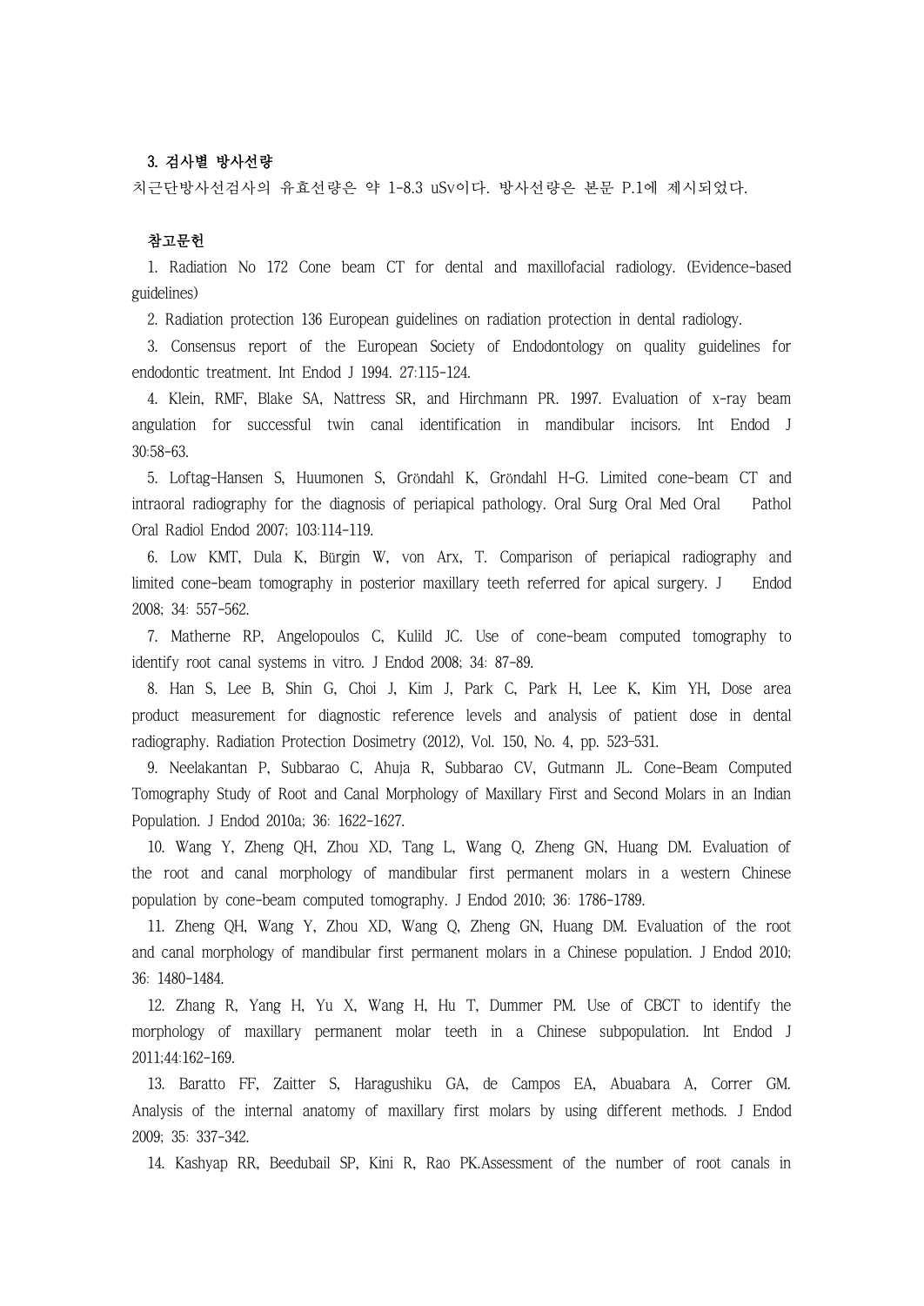### 3. 검사별 방사선량

치근단방사선검사의 유효선량은 약 1-8.3 uSv이다. 방사선량은 본문 P.1에 제시되었다.

### 참고문헌

1. Radiation No 172 Cone beam CT for dental and maxillofacial radiology. (Evidence-based guidelines)
2. Radiation protection 136 European guidelines on radiation protection in dental radiology.
3. Consensus report of the European Society of Endodontology on quality guidelines for endodontic treatment. Int Endod J 1994. 27:115-124.
4. Klein, RMF, Blake SA, Nattress SR, and Hirchmann PR. 1997. Evaluation of x-ray beam angulation for successful twin canal identification in mandibular incisors. Int Endod J 30:58-63.
5. Loftag-Hansen S, Huumonen S, Gröndahl K, Gröndahl H-G. Limited cone-beam CT and intraoral radiography for the diagnosis of periapical pathology. Oral Surg Oral Med Oral Pathol Oral Radiol Endod 2007; 103:114-119.
6. Low KMT, Dula K, Bürgin W, von Arx, T. Comparison of periapical radiography and limited cone-beam tomography in posterior maxillary teeth referred for apical surgery. J Endod 2008; 34: 557-562.
7. Matherne RP, Angelopoulos C, Kulild JC. Use of cone-beam computed tomography to identify root canal systems in vitro. J Endod 2008; 34: 87-89.
8. Han S, Lee B, Shin G, Choi J, Kim J, Park C, Park H, Lee K, Kim YH, Dose area product measurement for diagnostic reference levels and analysis of patient dose in dental radiography. Radiation Protection Dosimetry (2012), Vol. 150, No. 4, pp. 523–531.
9. Neelakantan P, Subbarao C, Ahuja R, Subbarao CV, Gutmann JL. Cone-Beam Computed Tomography Study of Root and Canal Morphology of Maxillary First and Second Molars in an Indian Population. J Endod 2010a; 36: 1622-1627.
10. Wang Y, Zheng QH, Zhou XD, Tang L, Wang Q, Zheng GN, Huang DM. Evaluation of the root and canal morphology of mandibular first permanent molars in a western Chinese population by cone-beam computed tomography. J Endod 2010; 36: 1786-1789.
11. Zheng QH, Wang Y, Zhou XD, Wang Q, Zheng GN, Huang DM. Evaluation of the root and canal morphology of mandibular first permanent molars in a Chinese population. J Endod 2010; 36: 1480-1484.
12. Zhang R, Yang H, Yu X, Wang H, Hu T, Dummer PM. Use of CBCT to identify the morphology of maxillary permanent molar teeth in a Chinese subpopulation. Int Endod J 2011;44:162-169.
13. Baratto FF, Zaitter S, Haragushiku GA, de Campos EA, Abuabara A, Correr GM. Analysis of the internal anatomy of maxillary first molars by using different methods. J Endod 2009; 35: 337-342.
14. Kashyap RR, Beedubail SP, Kini R, Rao PK.Assessment of the number of root canals in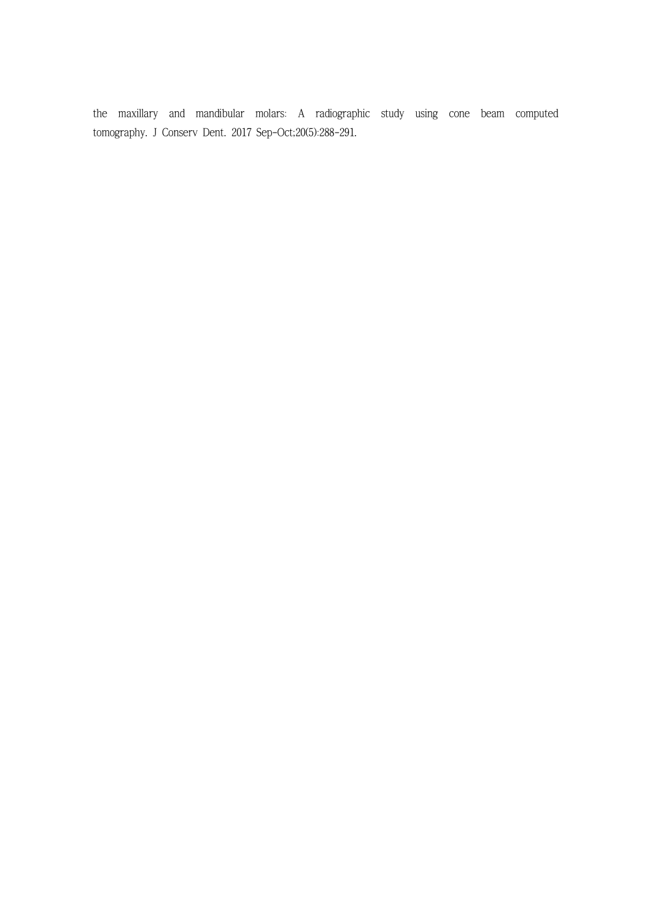the maxillary and mandibular molars: A radiographic study using cone beam computed tomography. J Conserv Dent. 2017 Sep-Oct;20(5):288-291.